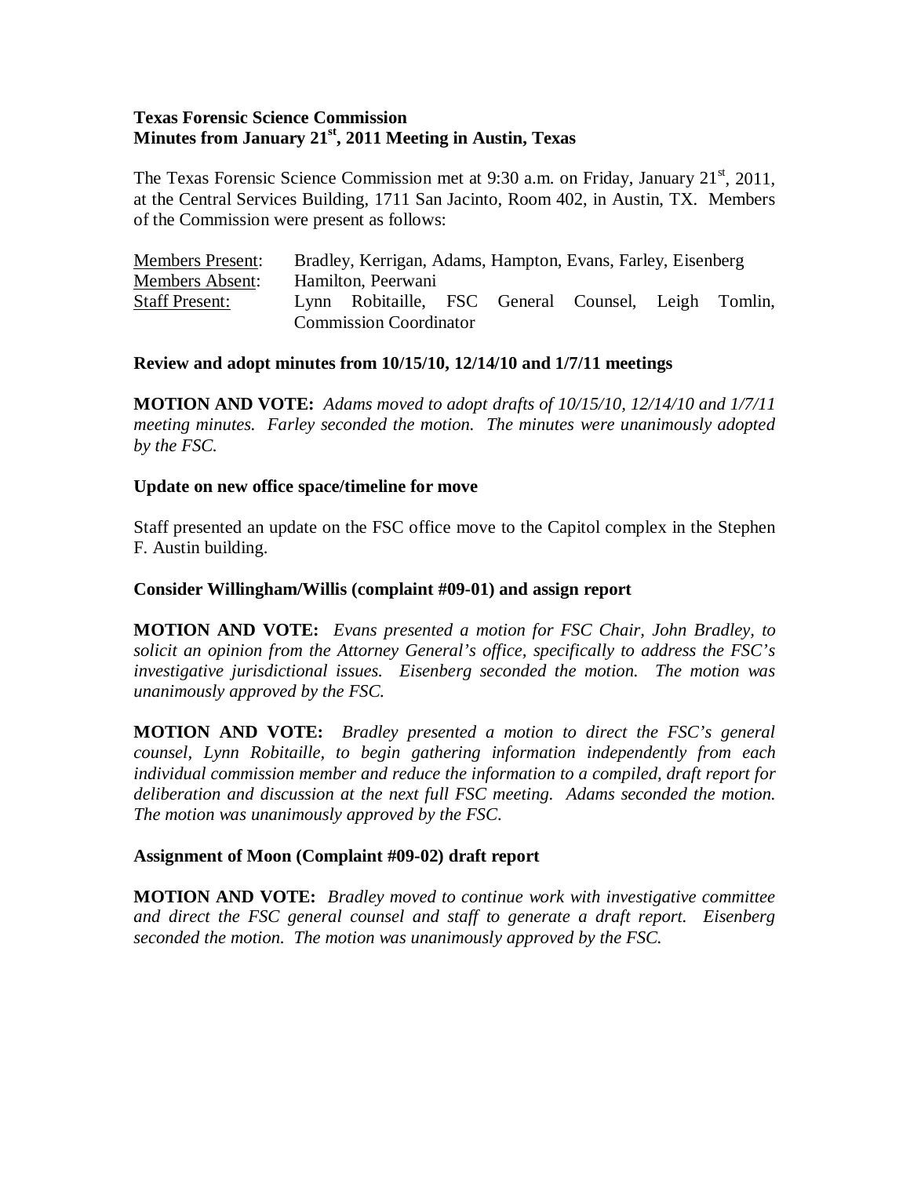**Texas Forensic Science Commission**
**Minutes from January 21st, 2011 Meeting in Austin, Texas**

The Texas Forensic Science Commission met at 9:30 a.m. on Friday, January 21st, 2011, at the Central Services Building, 1711 San Jacinto, Room 402, in Austin, TX. Members of the Commission were present as follows:

| | |
|---|---|
| Members Present: | Bradley, Kerrigan, Adams, Hampton, Evans, Farley, Eisenberg |
| Members Absent: | Hamilton, Peerwani |
| Staff Present: | Lynn Robitaille, FSC General Counsel, Leigh Tomlin, Commission Coordinator |

### Review and adopt minutes from 10/15/10, 12/14/10 and 1/7/11 meetings

**MOTION AND VOTE:** *Adams moved to adopt drafts of 10/15/10, 12/14/10 and 1/7/11 meeting minutes. Farley seconded the motion. The minutes were unanimously adopted by the FSC.*

### Update on new office space/timeline for move

Staff presented an update on the FSC office move to the Capitol complex in the Stephen F. Austin building.

### Consider Willingham/Willis (complaint #09-01) and assign report

**MOTION AND VOTE:** *Evans presented a motion for FSC Chair, John Bradley, to solicit an opinion from the Attorney General's office, specifically to address the FSC's investigative jurisdictional issues. Eisenberg seconded the motion. The motion was unanimously approved by the FSC.*

**MOTION AND VOTE:** *Bradley presented a motion to direct the FSC's general counsel, Lynn Robitaille, to begin gathering information independently from each individual commission member and reduce the information to a compiled, draft report for deliberation and discussion at the next full FSC meeting. Adams seconded the motion. The motion was unanimously approved by the FSC.*

### Assignment of Moon (Complaint #09-02) draft report

**MOTION AND VOTE:** *Bradley moved to continue work with investigative committee and direct the FSC general counsel and staff to generate a draft report. Eisenberg seconded the motion. The motion was unanimously approved by the FSC.*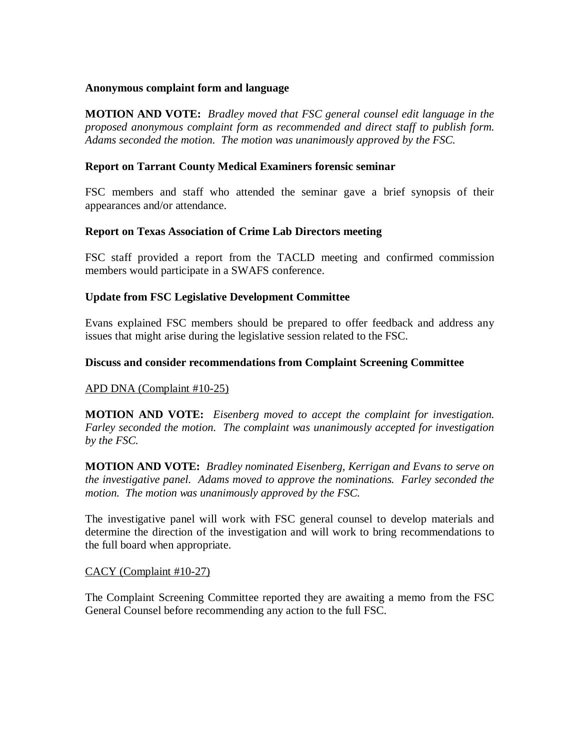**Anonymous complaint form and language**

**MOTION AND VOTE:** *Bradley moved that FSC general counsel edit language in the proposed anonymous complaint form as recommended and direct staff to publish form. Adams seconded the motion. The motion was unanimously approved by the FSC.*

**Report on Tarrant County Medical Examiners forensic seminar**

FSC members and staff who attended the seminar gave a brief synopsis of their appearances and/or attendance.

**Report on Texas Association of Crime Lab Directors meeting**

FSC staff provided a report from the TACLD meeting and confirmed commission members would participate in a SWAFS conference.

**Update from FSC Legislative Development Committee**

Evans explained FSC members should be prepared to offer feedback and address any issues that might arise during the legislative session related to the FSC.

**Discuss and consider recommendations from Complaint Screening Committee**

<u>APD DNA (Complaint #10-25)</u>

**MOTION AND VOTE:** *Eisenberg moved to accept the complaint for investigation. Farley seconded the motion. The complaint was unanimously accepted for investigation by the FSC.*

**MOTION AND VOTE:** *Bradley nominated Eisenberg, Kerrigan and Evans to serve on the investigative panel. Adams moved to approve the nominations. Farley seconded the motion. The motion was unanimously approved by the FSC.*

The investigative panel will work with FSC general counsel to develop materials and determine the direction of the investigation and will work to bring recommendations to the full board when appropriate.

<u>CACY (Complaint #10-27)</u>

The Complaint Screening Committee reported they are awaiting a memo from the FSC General Counsel before recommending any action to the full FSC.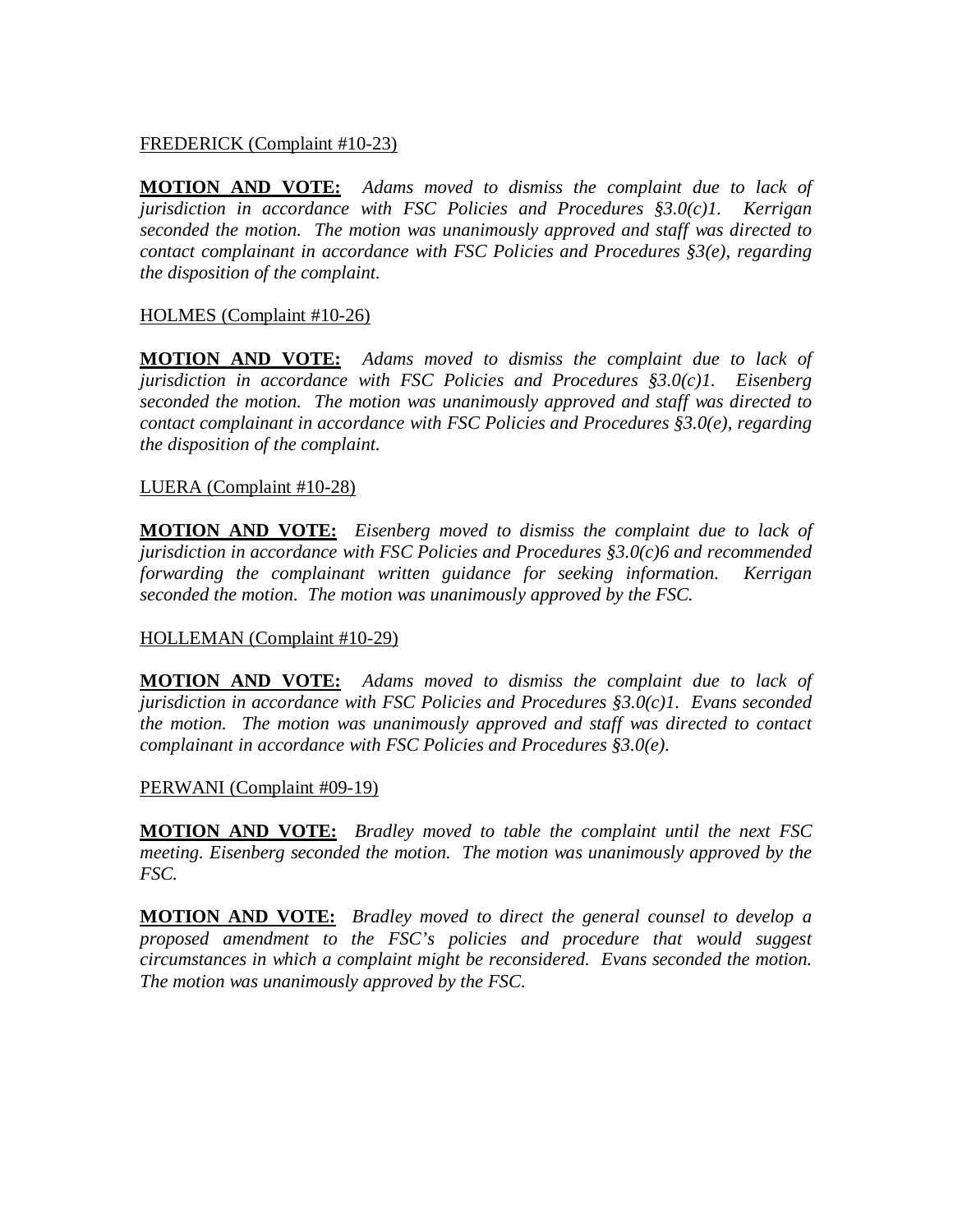FREDERICK (Complaint #10-23)

**MOTION AND VOTE:** *Adams moved to dismiss the complaint due to lack of jurisdiction in accordance with FSC Policies and Procedures §3.0(c)1. Kerrigan seconded the motion. The motion was unanimously approved and staff was directed to contact complainant in accordance with FSC Policies and Procedures §3(e), regarding the disposition of the complaint.*

HOLMES (Complaint #10-26)

**MOTION AND VOTE:** *Adams moved to dismiss the complaint due to lack of jurisdiction in accordance with FSC Policies and Procedures §3.0(c)1. Eisenberg seconded the motion. The motion was unanimously approved and staff was directed to contact complainant in accordance with FSC Policies and Procedures §3.0(e), regarding the disposition of the complaint.*

LUERA (Complaint #10-28)

**MOTION AND VOTE:** *Eisenberg moved to dismiss the complaint due to lack of jurisdiction in accordance with FSC Policies and Procedures §3.0(c)6 and recommended forwarding the complainant written guidance for seeking information. Kerrigan seconded the motion. The motion was unanimously approved by the FSC.*

HOLLEMAN (Complaint #10-29)

**MOTION AND VOTE:** *Adams moved to dismiss the complaint due to lack of jurisdiction in accordance with FSC Policies and Procedures §3.0(c)1. Evans seconded the motion. The motion was unanimously approved and staff was directed to contact complainant in accordance with FSC Policies and Procedures §3.0(e).*

PERWANI (Complaint #09-19)

**MOTION AND VOTE:** *Bradley moved to table the complaint until the next FSC meeting. Eisenberg seconded the motion. The motion was unanimously approved by the FSC.*

**MOTION AND VOTE:** *Bradley moved to direct the general counsel to develop a proposed amendment to the FSC's policies and procedure that would suggest circumstances in which a complaint might be reconsidered. Evans seconded the motion. The motion was unanimously approved by the FSC.*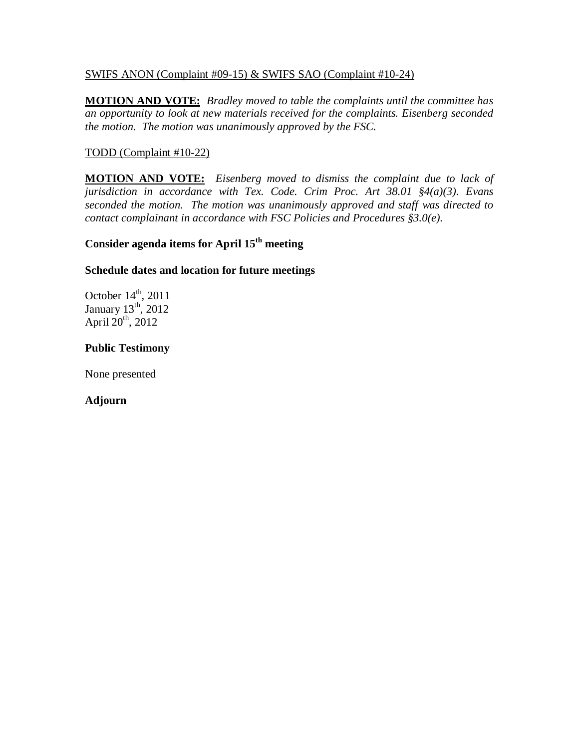SWIFS ANON (Complaint #09-15) & SWIFS SAO (Complaint #10-24)

**MOTION AND VOTE:** *Bradley moved to table the complaints until the committee has an opportunity to look at new materials received for the complaints. Eisenberg seconded the motion. The motion was unanimously approved by the FSC.*

TODD (Complaint #10-22)

**MOTION AND VOTE:** *Eisenberg moved to dismiss the complaint due to lack of jurisdiction in accordance with Tex. Code. Crim Proc. Art 38.01 §4(a)(3). Evans seconded the motion. The motion was unanimously approved and staff was directed to contact complainant in accordance with FSC Policies and Procedures §3.0(e).*

**Consider agenda items for April 15th meeting**

**Schedule dates and location for future meetings**

October 14th, 2011
January 13th, 2012
April 20th, 2012

**Public Testimony**

None presented

**Adjourn**